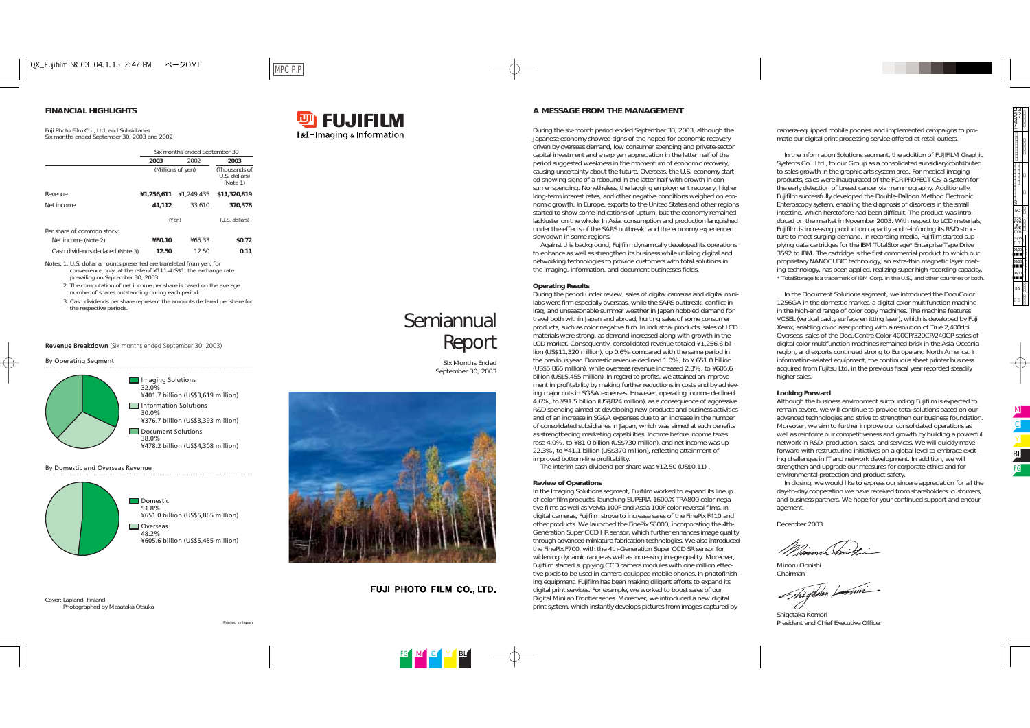## FINANCIAL HIGHLIGHTS

Fuji Photo Film Co., Ltd. and Subsidiaries
Six months ended September 30, 2003 and 2002

| | Six months ended September 30 | | |
|---|---|---|---|
| | **2003** | 2002 | **2003** |
| | (Millions of yen) | | (Thousands of U.S. dollars) (Note 1) |
| Revenue | **¥1,256,611** | ¥1,249,435 | **$11,320,819** |
| Net income | **41,112** | 33,610 | **370,378** |
| | (Yen) | | (U.S. dollars) |
| Per share of common stock: | | | |
| Net income (Note 2) | **¥80.10** | ¥65.33 | **$0.72** |
| Cash dividends declared (Note 3) | **12.50** | 12.50 | **0.11** |

Notes: 1. U.S. dollar amounts presented are translated from yen, for convenience only, at the rate of ¥111=US$1, the exchange rate prevailing on September 30, 2003.
2. The computation of net income per share is based on the average number of shares outstanding during each period.
3. Cash dividends per share represent the amounts declared per share for the respective periods.

**Revenue Breakdown** (Six months ended September 30, 2003)

By Operating Segment

- Imaging Solutions 32.0% ¥401.7 billion (US$3,619 million)
- Information Solutions 30.0% ¥376.7 billion (US$3,393 million)
- Document Solutions 38.0% ¥478.2 billion (US$4,308 million)

By Domestic and Overseas Revenue

- Domestic 51.8% ¥651.0 billion (US$5,865 million)
- Overseas 48.2% ¥605.6 billion (US$5,455 million)

Cover: Lapland, Finland
Photographed by Masataka Otsuka

Printed in Japan

FUJIFILM
I&I–Imaging & Information

# Semiannual Report

Six Months Ended September 30, 2003

FUJI PHOTO FILM CO., LTD.

## A MESSAGE FROM THE MANAGEMENT

During the six-month period ended September 30, 2003, although the Japanese economy showed signs of the hoped-for economic recovery driven by overseas demand, low consumer spending and private-sector capital investment and sharp yen appreciation in the latter half of the period suggested weakness in the momentum of economic recovery, causing uncertainty about the future. Overseas, the U.S. economy started showing signs of a rebound in the latter half with growth in consumer spending. Nonetheless, the lagging employment recovery, higher long-term interest rates, and other negative conditions weighed on economic growth. In Europe, exports to the United States and other regions started to show some indications of upturn, but the economy remained lackluster on the whole. In Asia, consumption and production languished under the effects of the SARS outbreak, and the economy experienced slowdown in some regions.

Against this background, Fujifilm dynamically developed its operations to enhance as well as strengthen its business while utilizing digital and networking technologies to provide customers with total solutions in the imaging, information, and document businesses fields.

### Operating Results

During the period under review, sales of digital cameras and digital minilabs were firm especially overseas, while the SARS outbreak, conflict in Iraq, and unseasonable summer weather in Japan hobbled demand for travel both within Japan and abroad, hurting sales of some consumer products, such as color negative film. In industrial products, sales of LCD materials were strong, as demand increased along with growth in the LCD market. Consequently, consolidated revenue totaled ¥1,256.6 billion (US$11,320 million), up 0.6% compared with the same period in the previous year. Domestic revenue declined 1.0%, to ¥651.0 billion (US$5,865 million), while overseas revenue increased 2.3%, to ¥605.6 billion (US$5,455 million). In regard to profits, we attained an improvement in profitability by making further reductions in costs and by achieving major cuts in SG&A expenses. However, operating income declined 4.6%, to ¥91.5 billion (US$824 million), as a consequence of aggressive R&D spending aimed at developing new products and business activities and of an increase in SG&A expenses due to an increase in the number of consolidated subsidiaries in Japan, which was aimed at such benefits as strengthening marketing capabilities. Income before income taxes rose 4.0%, to ¥81.0 billion (US$730 million), and net income was up 22.3%, to ¥41.1 billion (US$370 million), reflecting attainment of improved bottom-line profitability.

The interim cash dividend per share was ¥12.50 (US$0.11) .

### Review of Operations

In the Imaging Solutions segment, Fujifilm worked to expand its lineup of color film products, launching SUPERIA 1600/X-TRA800 color negative films as well as Velvia 100F and Astia 100F color reversal films. In digital cameras, Fujifilm strove to increase sales of the FinePix F410 and other products. We launched the FinePix S5000, incorporating the 4th-Generation Super CCD HR sensor, which further enhances image quality through advanced miniature fabrication technologies. We also introduced the FinePix F700, with the 4th-Generation Super CCD SR sensor for widening dynamic range as well as increasing image quality. Moreover, Fujifilm started supplying CCD camera modules with one million effective pixels to be used in camera-equipped mobile phones. In photofinishing equipment, Fujifilm has been making diligent efforts to expand its digital print services. For example, we worked to boost sales of our Digital Minilab Frontier series. Moreover, we introduced a new digital print system, which instantly develops pictures from images captured by camera-equipped mobile phones, and implemented campaigns to promote our digital print processing service offered at retail outlets.

In the Information Solutions segment, the addition of FUJIFILM Graphic Systems Co., Ltd., to our Group as a consolidated subsidiary contributed to sales growth in the graphic arts system area. For medical imaging products, sales were inaugurated of the FCR PROFECT CS, a system for the early detection of breast cancer via mammography. Additionally, Fujifilm successfully developed the Double-Balloon Method Electronic Enteroscopy system, enabling the diagnosis of disorders in the small intestine, which heretofore had been difficult. The product was introduced on the market in November 2003. With respect to LCD materials, Fujifilm is increasing production capacity and reinforcing its R&D structure to meet surging demand. In recording media, Fujifilm started supplying data cartridges for the IBM TotalStorage* Enterprise Tape Drive 3592 to IBM. The cartridge is the first commercial product to which our proprietary NANOCUBIC technology, an extra-thin magnetic layer coating technology, has been applied, realizing super high recording capacity.
* TotalStorage is a trademark of IBM Corp. in the U.S., and other countries or both.

In the Document Solutions segment, we introduced the DocuColor 1256GA in the domestic market, a digital color multifunction machine in the high-end range of color copy machines. The machine features VCSEL (vertical cavity surface emitting laser), which is developed by Fuji Xerox, enabling color laser printing with a resolution of True 2,400dpi. Overseas, sales of the DocuCentre Color 400CP/320CP/240CP series of digital color multifunction machines remained brisk in the Asia-Oceania region, and exports continued strong to Europe and North America. In information-related equipment, the continuous sheet printer business acquired from Fujitsu Ltd. in the previous fiscal year recorded steadily higher sales.

### Looking Forward

Although the business environment surrounding Fujifilm is expected to remain severe, we will continue to provide total solutions based on our advanced technologies and strive to strengthen our business foundation. Moreover, we aim to further improve our consolidated operations as well as reinforce our competitiveness and growth by building a powerful network in R&D, production, sales, and services. We will quickly move forward with restructuring initiatives on a global level to embrace exciting challenges in IT and network development. In addition, we will strengthen and upgrade our measures for corporate ethics and for environmental protection and product safety.

In closing, we would like to express our sincere appreciation for all the day-to-day cooperation we have received from shareholders, customers, and business partners. We hope for your continued support and encouragement.

December 2003

Minoru Ohnishi
Chairman

Shigetaka Komori
President and Chief Executive Officer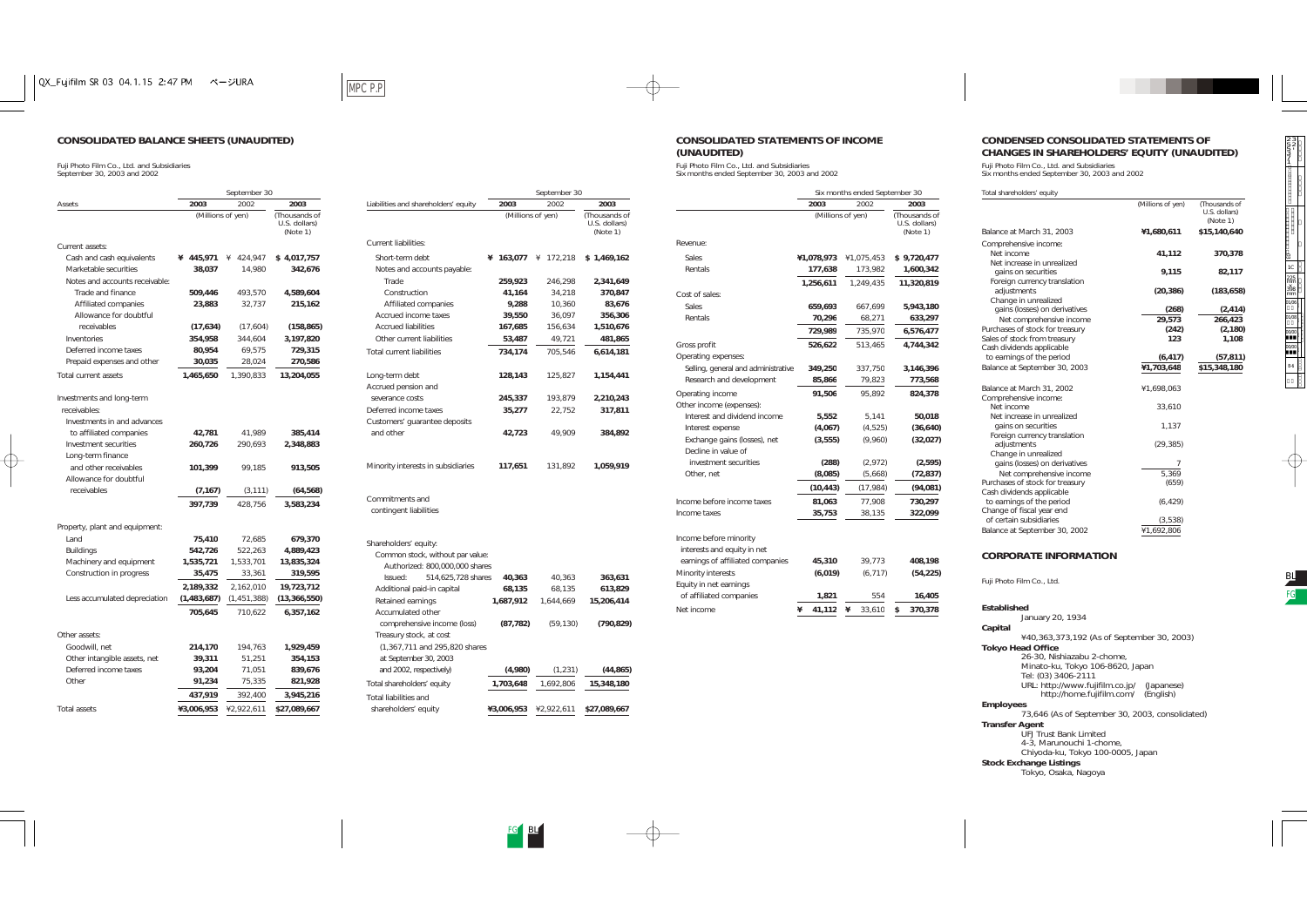## CONSOLIDATED BALANCE SHEETS (UNAUDITED)

Fuji Photo Film Co., Ltd. and Subsidiaries
September 30, 2003 and 2002

| Assets | 2003 | 2002 | 2003 |
|---|---|---|---|
| | (Millions of yen) | | (Thousands of U.S. dollars) (Note 1) |
| Current assets: | | | |
| Cash and cash equivalents | ¥ 445,971 | ¥ 424,947 | $ 4,017,757 |
| Marketable securities | 38,037 | 14,980 | 342,676 |
| Notes and accounts receivable: | | | |
| Trade and finance | 509,446 | 493,570 | 4,589,604 |
| Affiliated companies | 23,883 | 32,737 | 215,162 |
| Allowance for doubtful receivables | (17,634) | (17,604) | (158,865) |
| Inventories | 354,958 | 344,604 | 3,197,820 |
| Deferred income taxes | 80,954 | 69,575 | 729,315 |
| Prepaid expenses and other | 30,035 | 28,024 | 270,586 |
| Total current assets | 1,465,650 | 1,390,833 | 13,204,055 |
| Investments and long-term receivables: | | | |
| Investments in and advances to affiliated companies | 42,781 | 41,989 | 385,414 |
| Investment securities | 260,726 | 290,693 | 2,348,883 |
| Long-term finance and other receivables | 101,399 | 99,185 | 913,505 |
| Allowance for doubtful receivables | (7,167) | (3,111) | (64,568) |
| | 397,739 | 428,756 | 3,583,234 |
| Property, plant and equipment: | | | |
| Land | 75,410 | 72,685 | 679,370 |
| Buildings | 542,726 | 522,263 | 4,889,423 |
| Machinery and equipment | 1,535,721 | 1,533,701 | 13,835,324 |
| Construction in progress | 35,475 | 33,361 | 319,595 |
| | 2,189,332 | 2,162,010 | 19,723,712 |
| Less accumulated depreciation | (1,483,687) | (1,451,388) | (13,366,550) |
| | 705,645 | 710,622 | 6,357,162 |
| Other assets: | | | |
| Goodwill, net | 214,170 | 194,763 | 1,929,459 |
| Other intangible assets, net | 39,311 | 51,251 | 354,153 |
| Deferred income taxes | 93,204 | 71,051 | 839,676 |
| Other | 91,234 | 75,335 | 821,928 |
| | 437,919 | 392,400 | 3,945,216 |
| Total assets | ¥3,006,953 | ¥2,922,611 | $27,089,667 |

| Liabilities and shareholders' equity | 2003 | 2002 | 2003 |
|---|---|---|---|
| | (Millions of yen) | | (Thousands of U.S. dollars) (Note 1) |
| Current liabilities: | | | |
| Short-term debt | ¥ 163,077 | ¥ 172,218 | $ 1,469,162 |
| Notes and accounts payable: | | | |
| Trade | 259,923 | 246,298 | 2,341,649 |
| Construction | 41,164 | 34,218 | 370,847 |
| Affiliated companies | 9,288 | 10,360 | 83,676 |
| Accrued income taxes | 39,550 | 36,097 | 356,306 |
| Accrued liabilities | 167,685 | 156,634 | 1,510,676 |
| Other current liabilities | 53,487 | 49,721 | 481,865 |
| Total current liabilities | 734,174 | 705,546 | 6,614,181 |
| Long-term debt | 128,143 | 125,827 | 1,154,441 |
| Accrued pension and severance costs | 245,337 | 193,879 | 2,210,243 |
| Deferred income taxes | 35,277 | 22,752 | 317,811 |
| Customers' guarantee deposits and other | 42,723 | 49,909 | 384,892 |
| Minority interests in subsidiaries | 117,651 | 131,892 | 1,059,919 |
| Commitments and contingent liabilities | | | |
| Shareholders' equity: | | | |
| Common stock, without par value: Authorized: 800,000,000 shares Issued: 514,625,728 shares | 40,363 | 40,363 | 363,631 |
| Additional paid-in capital | 68,135 | 68,135 | 613,829 |
| Retained earnings | 1,687,912 | 1,644,669 | 15,206,414 |
| Accumulated other comprehensive income (loss) | (87,782) | (59,130) | (790,829) |
| Treasury stock, at cost (1,367,711 and 295,820 shares at September 30, 2003 and 2002, respectively) | (4,980) | (1,231) | (44,865) |
| Total shareholders' equity | 1,703,648 | 1,692,806 | 15,348,180 |
| Total liabilities and shareholders' equity | ¥3,006,953 | ¥2,922,611 | $27,089,667 |

## CONSOLIDATED STATEMENTS OF INCOME (UNAUDITED)

Fuji Photo Film Co., Ltd. and Subsidiaries
Six months ended September 30, 2003 and 2002

| | 2003 | 2002 | 2003 |
|---|---|---|---|
| | (Millions of yen) | | (Thousands of U.S. dollars) (Note 1) |
| Revenue: | | | |
| Sales | ¥1,078,973 | ¥1,075,453 | $ 9,720,477 |
| Rentals | 177,638 | 173,982 | 1,600,342 |
| | 1,256,611 | 1,249,435 | 11,320,819 |
| Cost of sales: | | | |
| Sales | 659,693 | 667,699 | 5,943,180 |
| Rentals | 70,296 | 68,271 | 633,297 |
| | 729,989 | 735,970 | 6,576,477 |
| Gross profit | 526,622 | 513,465 | 4,744,342 |
| Operating expenses: | | | |
| Selling, general and administrative | 349,250 | 337,750 | 3,146,396 |
| Research and development | 85,866 | 79,823 | 773,568 |
| Operating income | 91,506 | 95,892 | 824,378 |
| Other income (expenses): | | | |
| Interest and dividend income | 5,552 | 5,141 | 50,018 |
| Interest expense | (4,067) | (4,525) | (36,640) |
| Exchange gains (losses), net | (3,555) | (9,960) | (32,027) |
| Decline in value of investment securities | (288) | (2,972) | (2,595) |
| Other, net | (8,085) | (5,668) | (72,837) |
| | (10,443) | (17,984) | (94,081) |
| Income before income taxes | 81,063 | 77,908 | 730,297 |
| Income taxes | 35,753 | 38,135 | 322,099 |
| Income before minority interests and equity in net earnings of affiliated companies | 45,310 | 39,773 | 408,198 |
| Minority interests | (6,019) | (6,717) | (54,225) |
| Equity in net earnings of affiliated companies | 1,821 | 554 | 16,405 |
| Net income | ¥ 41,112 | ¥ 33,610 | $ 370,378 |

## CONDENSED CONSOLIDATED STATEMENTS OF CHANGES IN SHAREHOLDERS' EQUITY (UNAUDITED)

Fuji Photo Film Co., Ltd. and Subsidiaries
Six months ended September 30, 2003 and 2002

| Total shareholders' equity | (Millions of yen) | (Thousands of U.S. dollars) (Note 1) |
|---|---|---|
| Balance at March 31, 2003 | ¥1,680,611 | $15,140,640 |
| Comprehensive income: | | |
| Net income | 41,112 | 370,378 |
| Net increase in unrealized gains on securities | 9,115 | 82,117 |
| Foreign currency translation adjustments | (20,386) | (183,658) |
| Change in unrealized gains (losses) on derivatives | (268) | (2,414) |
| Net comprehensive income | 29,573 | 266,423 |
| Purchases of stock for treasury | (242) | (2,180) |
| Sales of stock from treasury | 123 | 1,108 |
| Cash dividends applicable to earnings of the period | (6,417) | (57,811) |
| Balance at September 30, 2003 | ¥1,703,648 | $15,348,180 |
| Balance at March 31, 2002 | ¥1,698,063 | |
| Comprehensive income: | | |
| Net income | 33,610 | |
| Net increase in unrealized gains on securities | 1,137 | |
| Foreign currency translation adjustments | (29,385) | |
| Change in unrealized gains (losses) on derivatives | 7 | |
| Net comprehensive income | 5,369 | |
| Purchases of stock for treasury | (659) | |
| Cash dividends applicable to earnings of the period | (6,429) | |
| Change of fiscal year end of certain subsidiaries | (3,538) | |
| Balance at September 30, 2002 | ¥1,692,806 | |

## CORPORATE INFORMATION

Fuji Photo Film Co., Ltd.

**Established**
January 20, 1934

**Capital**
¥40,363,373,192 (As of September 30, 2003)

**Tokyo Head Office**
26-30, Nishiazabu 2-chome,
Minato-ku, Tokyo 106-8620, Japan
Tel: (03) 3406-2111
URL: http://www.fujifilm.co.jp/ (Japanese)
http://home.fujifilm.com/ (English)

**Employees**
73,646 (As of September 30, 2003, consolidated)

**Transfer Agent**
UFJ Trust Bank Limited
4-3, Marunouchi 1-chome,
Chiyoda-ku, Tokyo 100-0005, Japan

**Stock Exchange Listings**
Tokyo, Osaka, Nagoya